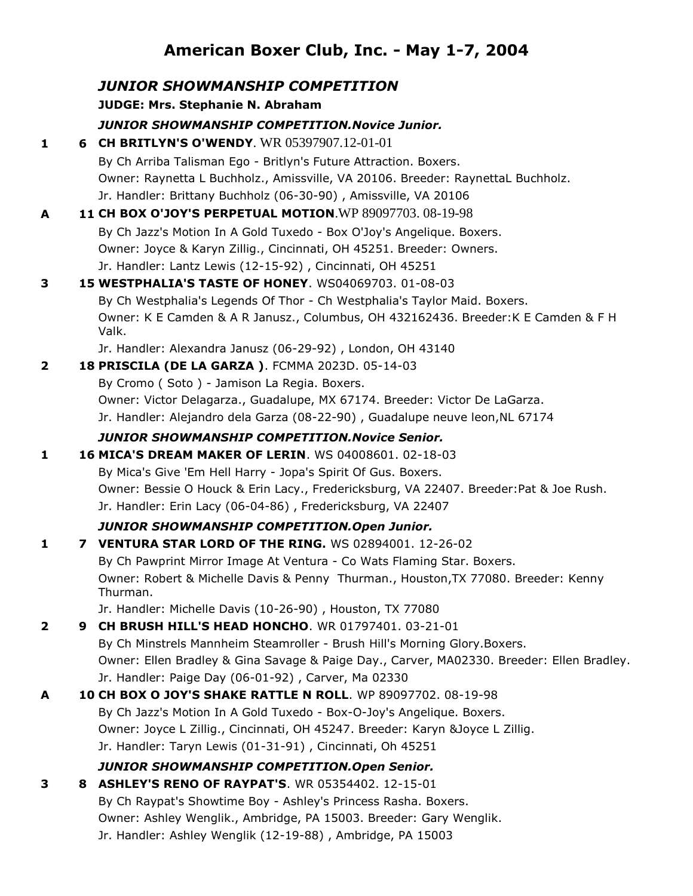# American Boxer Club, Inc. - May 1-7, 2004

## *JUNIOR SHOWMANSHIP COMPETITION*

**JUDGE: Mrs. Stephanie N. Abraham**

### *JUNIOR SHOWMANSHIP COMPETITION.Novice Junior.*

**1** **6 CH BRITLYN'S O'WENDY**. WR 05397907.12-01-01
By Ch Arriba Talisman Ego - Britlyn's Future Attraction. Boxers.
Owner: Raynetta L Buchholz., Amissville, VA 20106. Breeder: RaynettaL Buchholz.
Jr. Handler: Brittany Buchholz (06-30-90) , Amissville, VA 20106

**A** **11 CH BOX O'JOY'S PERPETUAL MOTION**.WP 89097703. 08-19-98
By Ch Jazz's Motion In A Gold Tuxedo - Box O'Joy's Angelique. Boxers.
Owner: Joyce & Karyn Zillig., Cincinnati, OH 45251. Breeder: Owners.
Jr. Handler: Lantz Lewis (12-15-92) , Cincinnati, OH 45251

**3** **15 WESTPHALIA'S TASTE OF HONEY**. WS04069703. 01-08-03
By Ch Westphalia's Legends Of Thor - Ch Westphalia's Taylor Maid. Boxers.
Owner: K E Camden & A R Janusz., Columbus, OH 432162436. Breeder:K E Camden & F H Valk.
Jr. Handler: Alexandra Janusz (06-29-92) , London, OH 43140

**2** **18 PRISCILA (DE LA GARZA )**. FCMMA 2023D. 05-14-03
By Cromo ( Soto ) - Jamison La Regia. Boxers.
Owner: Victor Delagarza., Guadalupe, MX 67174. Breeder: Victor De LaGarza.
Jr. Handler: Alejandro dela Garza (08-22-90) , Guadalupe neuve leon,NL 67174

### *JUNIOR SHOWMANSHIP COMPETITION.Novice Senior.*

**1** **16 MICA'S DREAM MAKER OF LERIN**. WS 04008601. 02-18-03
By Mica's Give 'Em Hell Harry - Jopa's Spirit Of Gus. Boxers.
Owner: Bessie O Houck & Erin Lacy., Fredericksburg, VA 22407. Breeder:Pat & Joe Rush.
Jr. Handler: Erin Lacy (06-04-86) , Fredericksburg, VA 22407

### *JUNIOR SHOWMANSHIP COMPETITION.Open Junior.*

**1** **7 VENTURA STAR LORD OF THE RING.** WS 02894001. 12-26-02
By Ch Pawprint Mirror Image At Ventura - Co Wats Flaming Star. Boxers.
Owner: Robert & Michelle Davis & Penny Thurman., Houston,TX 77080. Breeder: Kenny Thurman.
Jr. Handler: Michelle Davis (10-26-90) , Houston, TX 77080

**2** **9 CH BRUSH HILL'S HEAD HONCHO**. WR 01797401. 03-21-01
By Ch Minstrels Mannheim Steamroller - Brush Hill's Morning Glory.Boxers.
Owner: Ellen Bradley & Gina Savage & Paige Day., Carver, MA02330. Breeder: Ellen Bradley.
Jr. Handler: Paige Day (06-01-92) , Carver, Ma 02330

**A** **10 CH BOX O JOY'S SHAKE RATTLE N ROLL**. WP 89097702. 08-19-98
By Ch Jazz's Motion In A Gold Tuxedo - Box-O-Joy's Angelique. Boxers.
Owner: Joyce L Zillig., Cincinnati, OH 45247. Breeder: Karyn &Joyce L Zillig.
Jr. Handler: Taryn Lewis (01-31-91) , Cincinnati, Oh 45251

### *JUNIOR SHOWMANSHIP COMPETITION.Open Senior.*

**3** **8 ASHLEY'S RENO OF RAYPAT'S**. WR 05354402. 12-15-01
By Ch Raypat's Showtime Boy - Ashley's Princess Rasha. Boxers.
Owner: Ashley Wenglik., Ambridge, PA 15003. Breeder: Gary Wenglik.
Jr. Handler: Ashley Wenglik (12-19-88) , Ambridge, PA 15003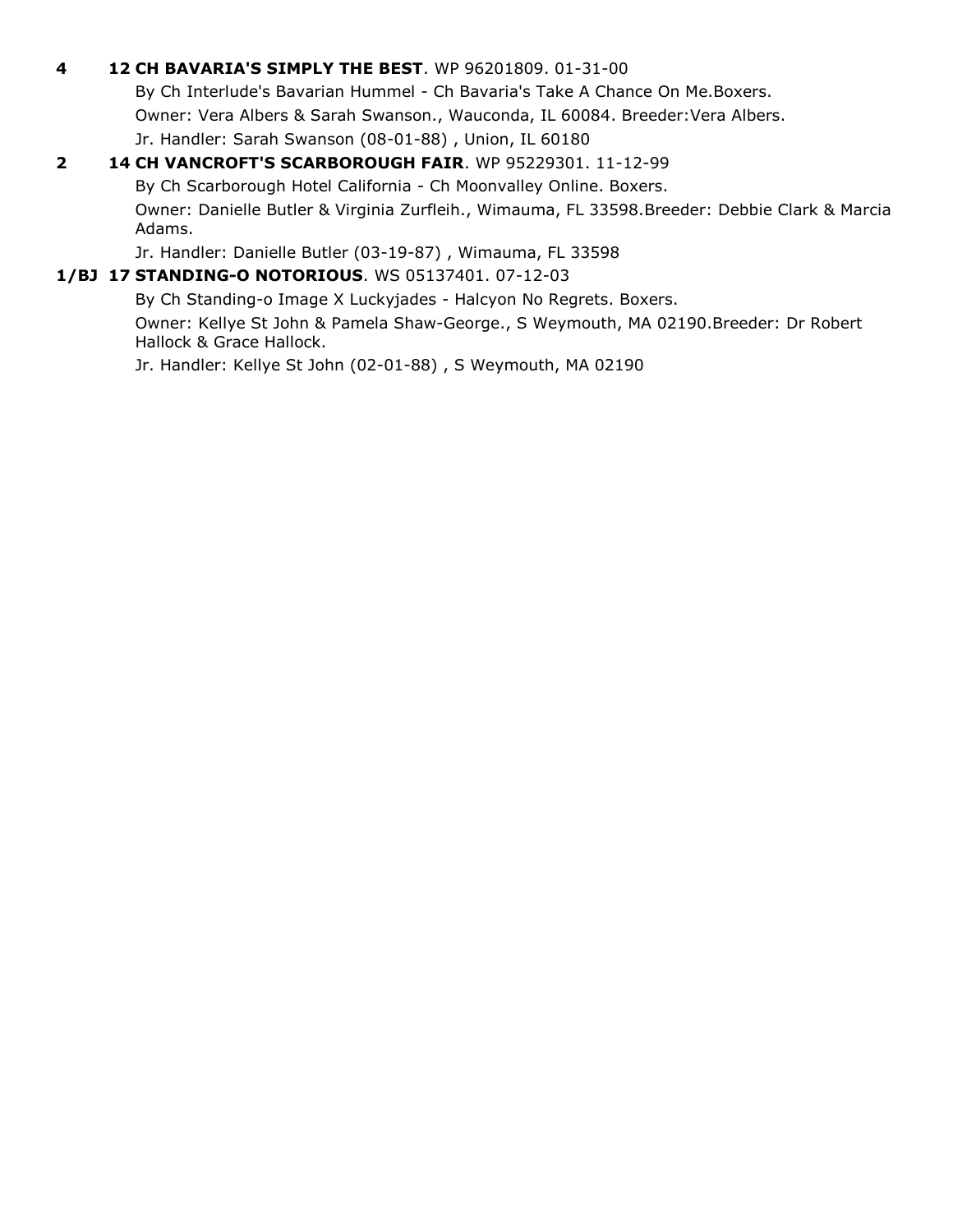**4 12 CH BAVARIA'S SIMPLY THE BEST**. WP 96201809. 01-31-00

By Ch Interlude's Bavarian Hummel - Ch Bavaria's Take A Chance On Me.Boxers.

Owner: Vera Albers & Sarah Swanson., Wauconda, IL 60084. Breeder:Vera Albers.

Jr. Handler: Sarah Swanson (08-01-88) , Union, IL 60180

**2 14 CH VANCROFT'S SCARBOROUGH FAIR**. WP 95229301. 11-12-99

By Ch Scarborough Hotel California - Ch Moonvalley Online. Boxers.

Owner: Danielle Butler & Virginia Zurfleih., Wimauma, FL 33598.Breeder: Debbie Clark & Marcia Adams.

Jr. Handler: Danielle Butler (03-19-87) , Wimauma, FL 33598

**1/BJ 17 STANDING-O NOTORIOUS**. WS 05137401. 07-12-03

By Ch Standing-o Image X Luckyjades - Halcyon No Regrets. Boxers.

Owner: Kellye St John & Pamela Shaw-George., S Weymouth, MA 02190.Breeder: Dr Robert Hallock & Grace Hallock.

Jr. Handler: Kellye St John (02-01-88) , S Weymouth, MA 02190